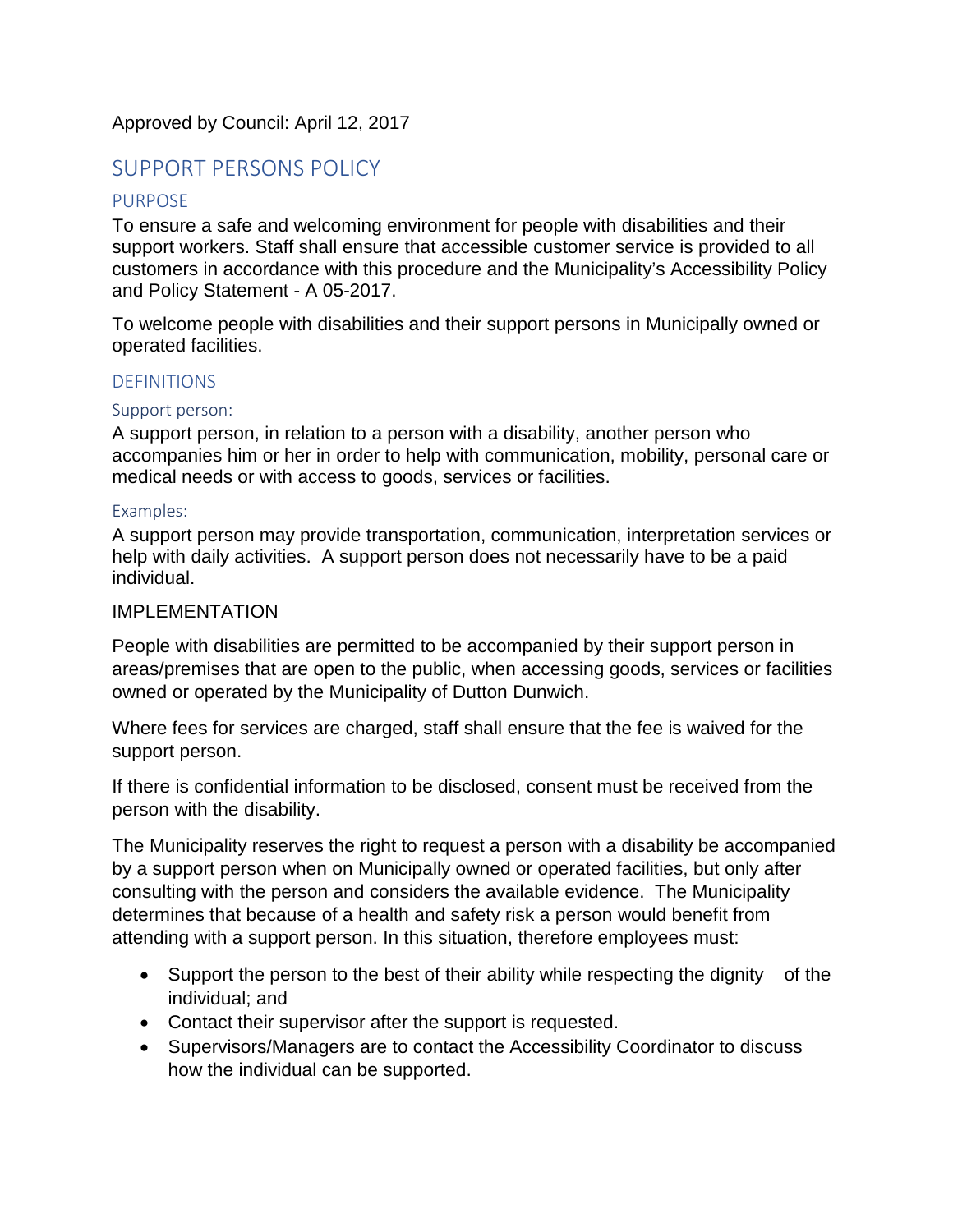Approved by Council: April 12, 2017

# SUPPORT PERSONS POLICY

## PURPOSE

To ensure a safe and welcoming environment for people with disabilities and their support workers. Staff shall ensure that accessible customer service is provided to all customers in accordance with this procedure and the Municipality's Accessibility Policy and Policy Statement - A 05-2017.

To welcome people with disabilities and their support persons in Municipally owned or operated facilities.

## DEFINITIONS

### Support person:

A support person, in relation to a person with a disability, another person who accompanies him or her in order to help with communication, mobility, personal care or medical needs or with access to goods, services or facilities.

### Examples:

A support person may provide transportation, communication, interpretation services or help with daily activities. A support person does not necessarily have to be a paid individual.

## IMPLEMENTATION

People with disabilities are permitted to be accompanied by their support person in areas/premises that are open to the public, when accessing goods, services or facilities owned or operated by the Municipality of Dutton Dunwich.

Where fees for services are charged, staff shall ensure that the fee is waived for the support person.

If there is confidential information to be disclosed, consent must be received from the person with the disability.

The Municipality reserves the right to request a person with a disability be accompanied by a support person when on Municipally owned or operated facilities, but only after consulting with the person and considers the available evidence. The Municipality determines that because of a health and safety risk a person would benefit from attending with a support person. In this situation, therefore employees must:

- Support the person to the best of their ability while respecting the dignity of the individual; and
- Contact their supervisor after the support is requested.
- Supervisors/Managers are to contact the Accessibility Coordinator to discuss how the individual can be supported.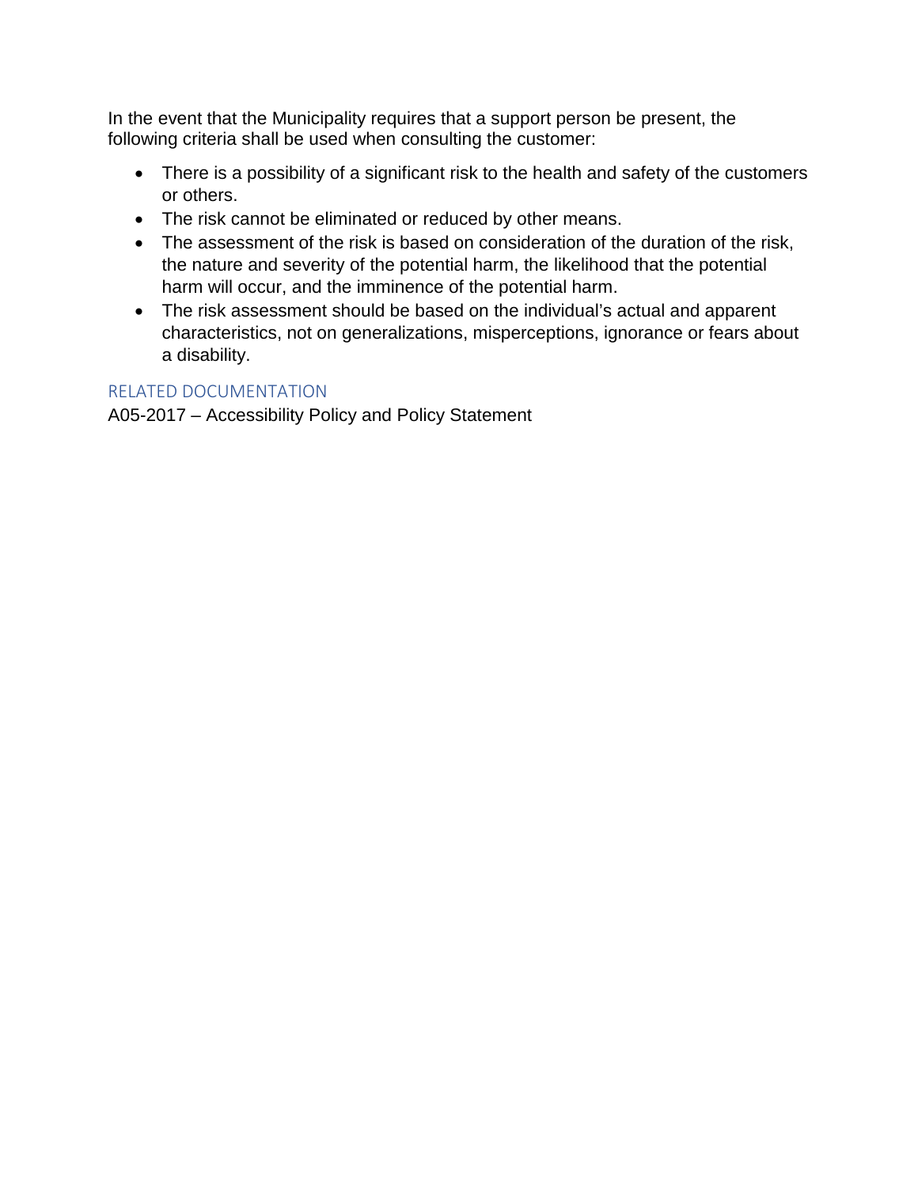In the event that the Municipality requires that a support person be present, the following criteria shall be used when consulting the customer:

- There is a possibility of a significant risk to the health and safety of the customers or others.
- The risk cannot be eliminated or reduced by other means.
- The assessment of the risk is based on consideration of the duration of the risk, the nature and severity of the potential harm, the likelihood that the potential harm will occur, and the imminence of the potential harm.
- The risk assessment should be based on the individual's actual and apparent characteristics, not on generalizations, misperceptions, ignorance or fears about a disability.

## RELATED DOCUMENTATION

A05-2017 – Accessibility Policy and Policy Statement